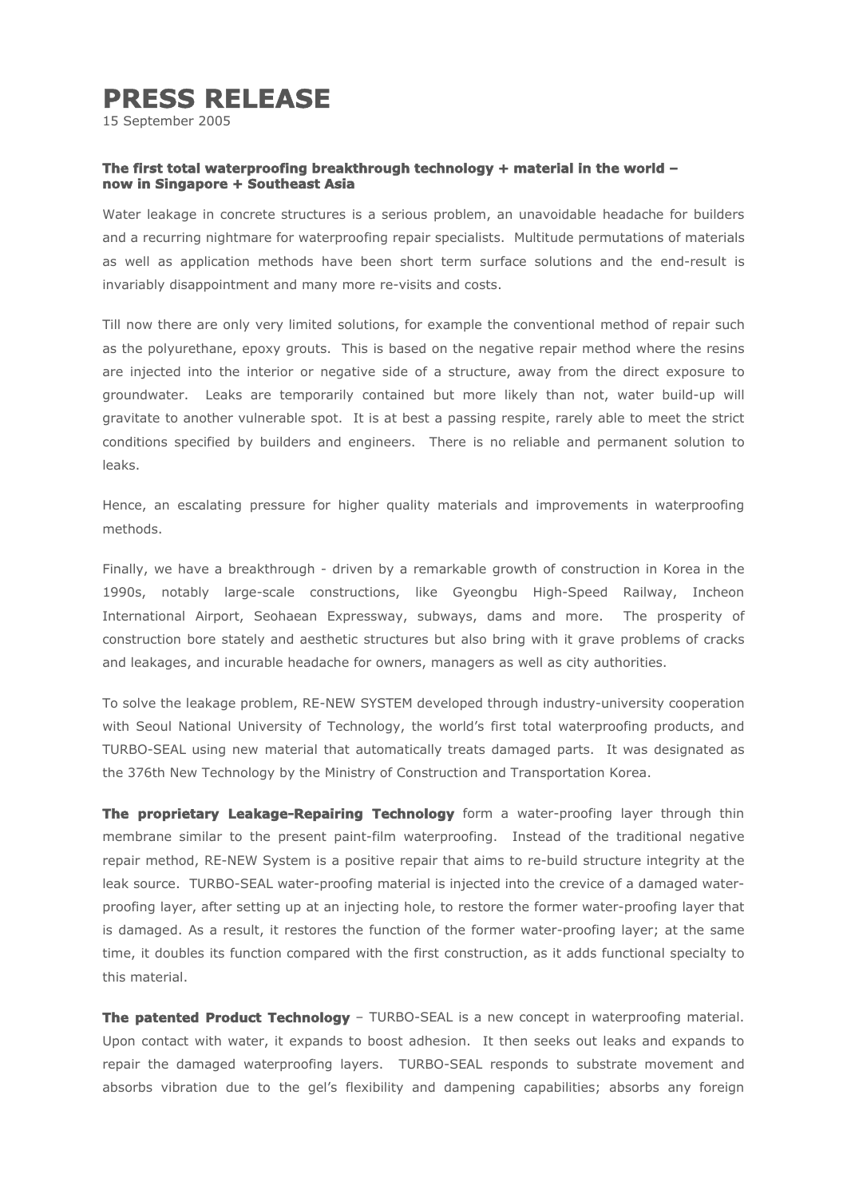# PRESS RELEASE

15 September 2005

**The first total waterproofing breakthrough technology + material in the world – now in Singapore + Southeast Asia**

Water leakage in concrete structures is a serious problem, an unavoidable headache for builders and a recurring nightmare for waterproofing repair specialists. Multitude permutations of materials as well as application methods have been short term surface solutions and the end-result is invariably disappointment and many more re-visits and costs.

Till now there are only very limited solutions, for example the conventional method of repair such as the polyurethane, epoxy grouts. This is based on the negative repair method where the resins are injected into the interior or negative side of a structure, away from the direct exposure to groundwater. Leaks are temporarily contained but more likely than not, water build-up will gravitate to another vulnerable spot. It is at best a passing respite, rarely able to meet the strict conditions specified by builders and engineers. There is no reliable and permanent solution to leaks.

Hence, an escalating pressure for higher quality materials and improvements in waterproofing methods.

Finally, we have a breakthrough - driven by a remarkable growth of construction in Korea in the 1990s, notably large-scale constructions, like Gyeongbu High-Speed Railway, Incheon International Airport, Seohaean Expressway, subways, dams and more. The prosperity of construction bore stately and aesthetic structures but also bring with it grave problems of cracks and leakages, and incurable headache for owners, managers as well as city authorities.

To solve the leakage problem, RE-NEW SYSTEM developed through industry-university cooperation with Seoul National University of Technology, the world's first total waterproofing products, and TURBO-SEAL using new material that automatically treats damaged parts. It was designated as the 376th New Technology by the Ministry of Construction and Transportation Korea.

**The proprietary Leakage-Repairing Technology** form a water-proofing layer through thin membrane similar to the present paint-film waterproofing. Instead of the traditional negative repair method, RE-NEW System is a positive repair that aims to re-build structure integrity at the leak source. TURBO-SEAL water-proofing material is injected into the crevice of a damaged water-proofing layer, after setting up at an injecting hole, to restore the former water-proofing layer that is damaged. As a result, it restores the function of the former water-proofing layer; at the same time, it doubles its function compared with the first construction, as it adds functional specialty to this material.

**The patented Product Technology** – TURBO-SEAL is a new concept in waterproofing material. Upon contact with water, it expands to boost adhesion. It then seeks out leaks and expands to repair the damaged waterproofing layers. TURBO-SEAL responds to substrate movement and absorbs vibration due to the gel's flexibility and dampening capabilities; absorbs any foreign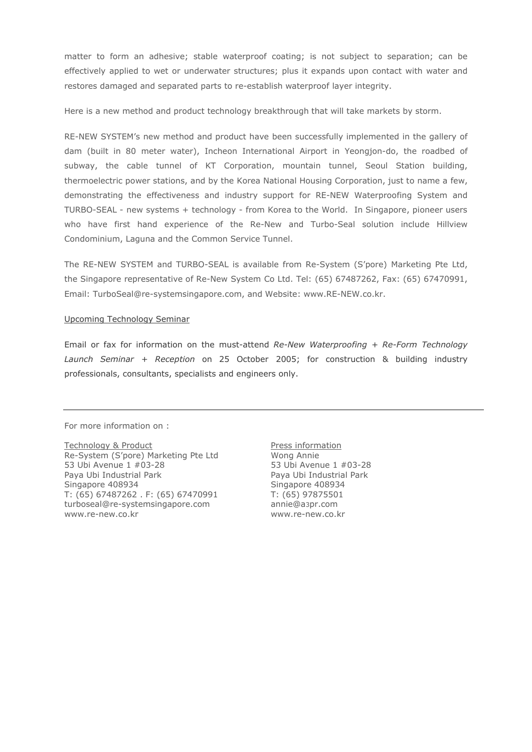matter to form an adhesive; stable waterproof coating; is not subject to separation; can be effectively applied to wet or underwater structures; plus it expands upon contact with water and restores damaged and separated parts to re-establish waterproof layer integrity.

Here is a new method and product technology breakthrough that will take markets by storm.

RE-NEW SYSTEM's new method and product have been successfully implemented in the gallery of dam (built in 80 meter water), Incheon International Airport in Yeongjon-do, the roadbed of subway, the cable tunnel of KT Corporation, mountain tunnel, Seoul Station building, thermoelectric power stations, and by the Korea National Housing Corporation, just to name a few, demonstrating the effectiveness and industry support for RE-NEW Waterproofing System and TURBO-SEAL - new systems + technology - from Korea to the World. In Singapore, pioneer users who have first hand experience of the Re-New and Turbo-Seal solution include Hillview Condominium, Laguna and the Common Service Tunnel.

The RE-NEW SYSTEM and TURBO-SEAL is available from Re-System (S'pore) Marketing Pte Ltd, the Singapore representative of Re-New System Co Ltd. Tel: (65) 67487262, Fax: (65) 67470991, Email: TurboSeal@re-systemsingapore.com, and Website: www.RE-NEW.co.kr.

Upcoming Technology Seminar

Email or fax for information on the must-attend *Re-New Waterproofing + Re-Form Technology Launch Seminar + Reception* on 25 October 2005; for construction & building industry professionals, consultants, specialists and engineers only.

---

For more information on :

Technology & Product
Re-System (S'pore) Marketing Pte Ltd
53 Ubi Avenue 1 #03-28
Paya Ubi Industrial Park
Singapore 408934
T: (65) 67487262 . F: (65) 67470991
turboseal@re-systemsingapore.com
www.re-new.co.kr

Press information
Wong Annie
53 Ubi Avenue 1 #03-28
Paya Ubi Industrial Park
Singapore 408934
T: (65) 97875501
annie@a3pr.com
www.re-new.co.kr